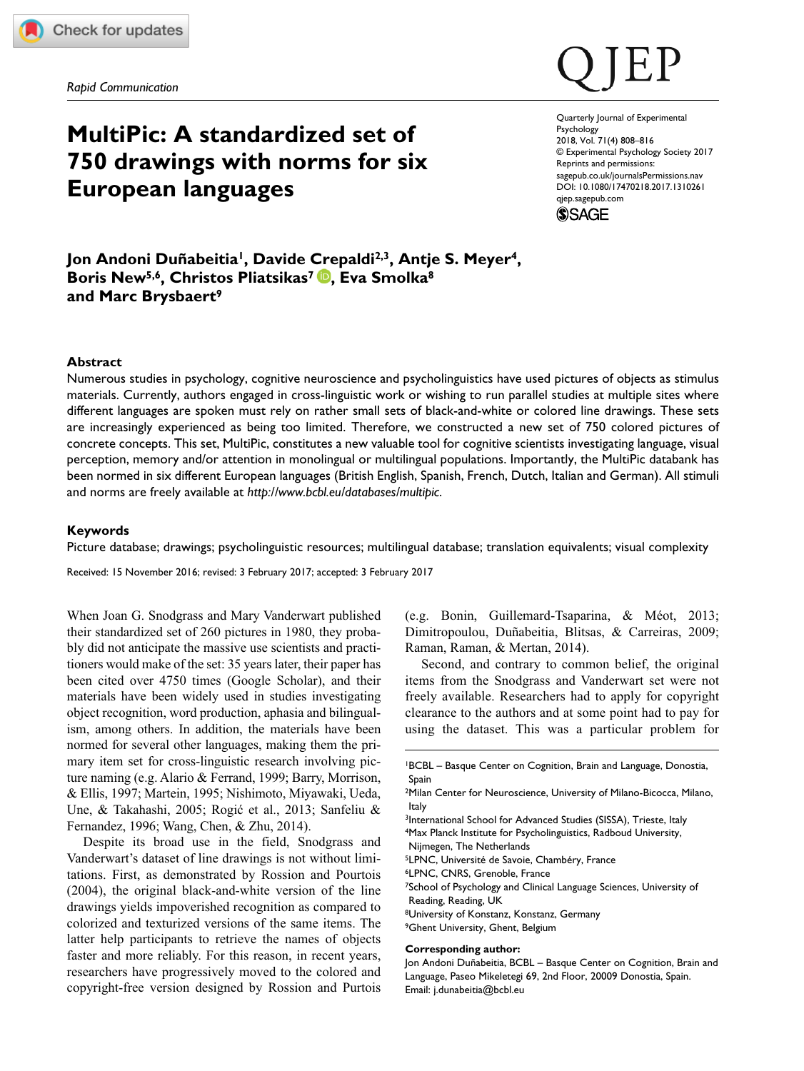*Rapid Communication*

# MultiPic: A standardized set of 750 drawings with norms for six European languages

**Jon Andoni Duñabeitia[1], Davide Crepaldi[2,3], Antje S. Meyer[4], Boris New[5,6], Christos Pliatsikas[7], Eva Smolka[8] and Marc Brysbaert[9]**

## Abstract

Numerous studies in psychology, cognitive neuroscience and psycholinguistics have used pictures of objects as stimulus materials. Currently, authors engaged in cross-linguistic work or wishing to run parallel studies at multiple sites where different languages are spoken must rely on rather small sets of black-and-white or colored line drawings. These sets are increasingly experienced as being too limited. Therefore, we constructed a new set of 750 colored pictures of concrete concepts. This set, MultiPic, constitutes a new valuable tool for cognitive scientists investigating language, visual perception, memory and/or attention in monolingual or multilingual populations. Importantly, the MultiPic databank has been normed in six different European languages (British English, Spanish, French, Dutch, Italian and German). All stimuli and norms are freely available at *http://www.bcbl.eu/databases/multipic*.

## Keywords

Picture database; drawings; psycholinguistic resources; multilingual database; translation equivalents; visual complexity

Received: 15 November 2016; revised: 3 February 2017; accepted: 3 February 2017

When Joan G. Snodgrass and Mary Vanderwart published their standardized set of 260 pictures in 1980, they probably did not anticipate the massive use scientists and practitioners would make of the set: 35 years later, their paper has been cited over 4750 times (Google Scholar), and their materials have been widely used in studies investigating object recognition, word production, aphasia and bilingualism, among others. In addition, the materials have been normed for several other languages, making them the primary item set for cross-linguistic research involving picture naming (e.g. Alario & Ferrand, 1999; Barry, Morrison, & Ellis, 1997; Martein, 1995; Nishimoto, Miyawaki, Ueda, Une, & Takahashi, 2005; Rogić et al., 2013; Sanfeliu & Fernandez, 1996; Wang, Chen, & Zhu, 2014).

Despite its broad use in the field, Snodgrass and Vanderwart's dataset of line drawings is not without limitations. First, as demonstrated by Rossion and Pourtois (2004), the original black-and-white version of the line drawings yields impoverished recognition as compared to colorized and texturized versions of the same items. The latter help participants to retrieve the names of objects faster and more reliably. For this reason, in recent years, researchers have progressively moved to the colored and copyright-free version designed by Rossion and Purtois (e.g. Bonin, Guillemard-Tsaparina, & Méot, 2013; Dimitropoulou, Duñabeitia, Blitsas, & Carreiras, 2009; Raman, Raman, & Mertan, 2014).

Second, and contrary to common belief, the original items from the Snodgrass and Vanderwart set were not freely available. Researchers had to apply for copyright clearance to the authors and at some point had to pay for using the dataset. This was a particular problem for

[1]BCBL – Basque Center on Cognition, Brain and Language, Donostia, Spain
[2]Milan Center for Neuroscience, University of Milano-Bicocca, Milano, Italy
[3]International School for Advanced Studies (SISSA), Trieste, Italy
[4]Max Planck Institute for Psycholinguistics, Radboud University, Nijmegen, The Netherlands
[5]LPNC, Université de Savoie, Chambéry, France
[6]LPNC, CNRS, Grenoble, France
[7]School of Psychology and Clinical Language Sciences, University of Reading, Reading, UK
[8]University of Konstanz, Konstanz, Germany
[9]Ghent University, Ghent, Belgium

**Corresponding author:**
Jon Andoni Duñabeitia, BCBL – Basque Center on Cognition, Brain and Language, Paseo Mikeletegi 69, 2nd Floor, 20009 Donostia, Spain.
Email: j.dunabeitia@bcbl.eu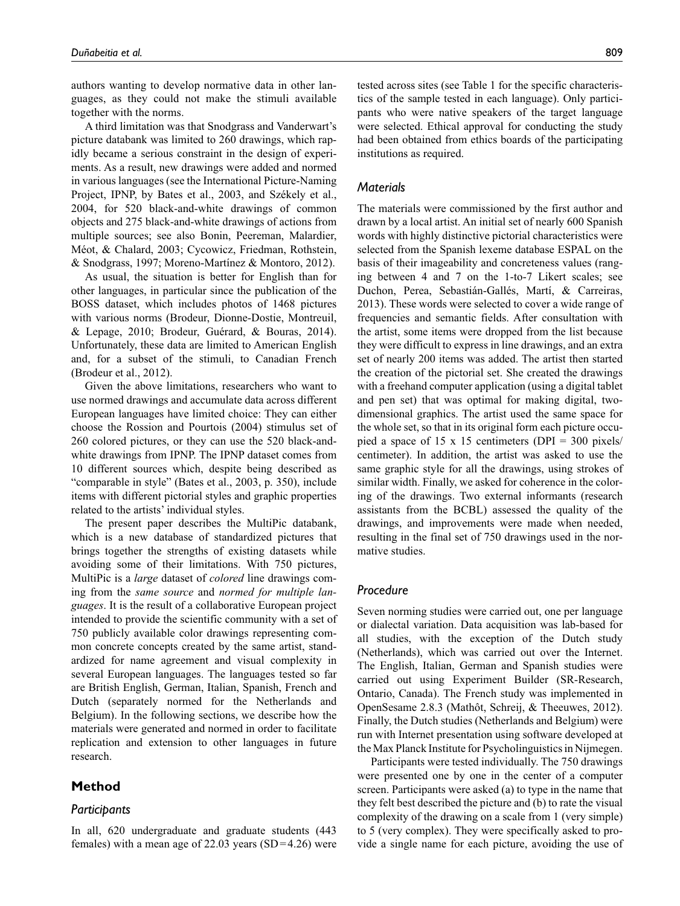authors wanting to develop normative data in other languages, as they could not make the stimuli available together with the norms.

A third limitation was that Snodgrass and Vanderwart's picture databank was limited to 260 drawings, which rapidly became a serious constraint in the design of experiments. As a result, new drawings were added and normed in various languages (see the International Picture-Naming Project, IPNP, by Bates et al., 2003, and Székely et al., 2004, for 520 black-and-white drawings of common objects and 275 black-and-white drawings of actions from multiple sources; see also Bonin, Peereman, Malardier, Méot, & Chalard, 2003; Cycowicz, Friedman, Rothstein, & Snodgrass, 1997; Moreno-Martínez & Montoro, 2012).

As usual, the situation is better for English than for other languages, in particular since the publication of the BOSS dataset, which includes photos of 1468 pictures with various norms (Brodeur, Dionne-Dostie, Montreuil, & Lepage, 2010; Brodeur, Guérard, & Bouras, 2014). Unfortunately, these data are limited to American English and, for a subset of the stimuli, to Canadian French (Brodeur et al., 2012).

Given the above limitations, researchers who want to use normed drawings and accumulate data across different European languages have limited choice: They can either choose the Rossion and Pourtois (2004) stimulus set of 260 colored pictures, or they can use the 520 black-and-white drawings from IPNP. The IPNP dataset comes from 10 different sources which, despite being described as "comparable in style" (Bates et al., 2003, p. 350), include items with different pictorial styles and graphic properties related to the artists' individual styles.

The present paper describes the MultiPic databank, which is a new database of standardized pictures that brings together the strengths of existing datasets while avoiding some of their limitations. With 750 pictures, MultiPic is a *large* dataset of *colored* line drawings coming from the *same source* and *normed for multiple languages*. It is the result of a collaborative European project intended to provide the scientific community with a set of 750 publicly available color drawings representing common concrete concepts created by the same artist, standardized for name agreement and visual complexity in several European languages. The languages tested so far are British English, German, Italian, Spanish, French and Dutch (separately normed for the Netherlands and Belgium). In the following sections, we describe how the materials were generated and normed in order to facilitate replication and extension to other languages in future research.

## Method

### Participants

In all, 620 undergraduate and graduate students (443 females) with a mean age of 22.03 years (SD = 4.26) were tested across sites (see Table 1 for the specific characteristics of the sample tested in each language). Only participants who were native speakers of the target language were selected. Ethical approval for conducting the study had been obtained from ethics boards of the participating institutions as required.

### Materials

The materials were commissioned by the first author and drawn by a local artist. An initial set of nearly 600 Spanish words with highly distinctive pictorial characteristics were selected from the Spanish lexeme database ESPAL on the basis of their imageability and concreteness values (ranging between 4 and 7 on the 1-to-7 Likert scales; see Duchon, Perea, Sebastián-Gallés, Martí, & Carreiras, 2013). These words were selected to cover a wide range of frequencies and semantic fields. After consultation with the artist, some items were dropped from the list because they were difficult to express in line drawings, and an extra set of nearly 200 items was added. The artist then started the creation of the pictorial set. She created the drawings with a freehand computer application (using a digital tablet and pen set) that was optimal for making digital, two-dimensional graphics. The artist used the same space for the whole set, so that in its original form each picture occupied a space of 15 x 15 centimeters (DPI = 300 pixels/centimeter). In addition, the artist was asked to use the same graphic style for all the drawings, using strokes of similar width. Finally, we asked for coherence in the coloring of the drawings. Two external informants (research assistants from the BCBL) assessed the quality of the drawings, and improvements were made when needed, resulting in the final set of 750 drawings used in the normative studies.

### Procedure

Seven norming studies were carried out, one per language or dialectal variation. Data acquisition was lab-based for all studies, with the exception of the Dutch study (Netherlands), which was carried out over the Internet. The English, Italian, German and Spanish studies were carried out using Experiment Builder (SR-Research, Ontario, Canada). The French study was implemented in OpenSesame 2.8.3 (Mathôt, Schreij, & Theeuwes, 2012). Finally, the Dutch studies (Netherlands and Belgium) were run with Internet presentation using software developed at the Max Planck Institute for Psycholinguistics in Nijmegen.

Participants were tested individually. The 750 drawings were presented one by one in the center of a computer screen. Participants were asked (a) to type in the name that they felt best described the picture and (b) to rate the visual complexity of the drawing on a scale from 1 (very simple) to 5 (very complex). They were specifically asked to provide a single name for each picture, avoiding the use of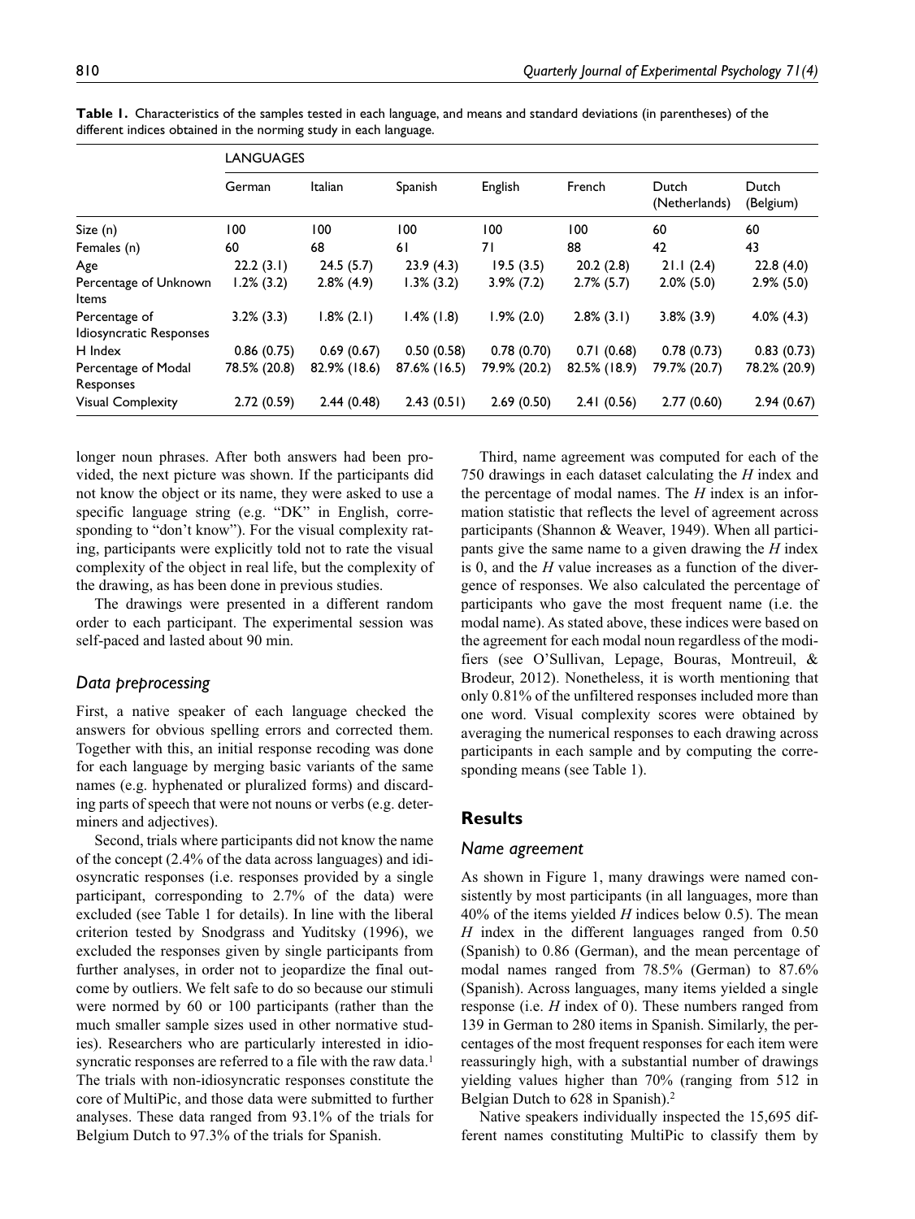**Table 1.** Characteristics of the samples tested in each language, and means and standard deviations (in parentheses) of the different indices obtained in the norming study in each language.

| | LANGUAGES | | | | | | |
|---|---|---|---|---|---|---|---|
| | German | Italian | Spanish | English | French | Dutch (Netherlands) | Dutch (Belgium) |
| Size (n) | 100 | 100 | 100 | 100 | 100 | 60 | 60 |
| Females (n) | 60 | 68 | 61 | 71 | 88 | 42 | 43 |
| Age | 22.2 (3.1) | 24.5 (5.7) | 23.9 (4.3) | 19.5 (3.5) | 20.2 (2.8) | 21.1 (2.4) | 22.8 (4.0) |
| Percentage of Unknown Items | 1.2% (3.2) | 2.8% (4.9) | 1.3% (3.2) | 3.9% (7.2) | 2.7% (5.7) | 2.0% (5.0) | 2.9% (5.0) |
| Percentage of Idiosyncratic Responses | 3.2% (3.3) | 1.8% (2.1) | 1.4% (1.8) | 1.9% (2.0) | 2.8% (3.1) | 3.8% (3.9) | 4.0% (4.3) |
| H Index | 0.86 (0.75) | 0.69 (0.67) | 0.50 (0.58) | 0.78 (0.70) | 0.71 (0.68) | 0.78 (0.73) | 0.83 (0.73) |
| Percentage of Modal Responses | 78.5% (20.8) | 82.9% (18.6) | 87.6% (16.5) | 79.9% (20.2) | 82.5% (18.9) | 79.7% (20.7) | 78.2% (20.9) |
| Visual Complexity | 2.72 (0.59) | 2.44 (0.48) | 2.43 (0.51) | 2.69 (0.50) | 2.41 (0.56) | 2.77 (0.60) | 2.94 (0.67) |

longer noun phrases. After both answers had been provided, the next picture was shown. If the participants did not know the object or its name, they were asked to use a specific language string (e.g. "DK" in English, corresponding to "don't know"). For the visual complexity rating, participants were explicitly told not to rate the visual complexity of the object in real life, but the complexity of the drawing, as has been done in previous studies.

The drawings were presented in a different random order to each participant. The experimental session was self-paced and lasted about 90 min.

### *Data preprocessing*

First, a native speaker of each language checked the answers for obvious spelling errors and corrected them. Together with this, an initial response recoding was done for each language by merging basic variants of the same names (e.g. hyphenated or pluralized forms) and discarding parts of speech that were not nouns or verbs (e.g. determiners and adjectives).

Second, trials where participants did not know the name of the concept (2.4% of the data across languages) and idiosyncratic responses (i.e. responses provided by a single participant, corresponding to 2.7% of the data) were excluded (see Table 1 for details). In line with the liberal criterion tested by Snodgrass and Yuditsky (1996), we excluded the responses given by single participants from further analyses, in order not to jeopardize the final outcome by outliers. We felt safe to do so because our stimuli were normed by 60 or 100 participants (rather than the much smaller sample sizes used in other normative studies). Researchers who are particularly interested in idiosyncratic responses are referred to a file with the raw data.[1] The trials with non-idiosyncratic responses constitute the core of MultiPic, and those data were submitted to further analyses. These data ranged from 93.1% of the trials for Belgium Dutch to 97.3% of the trials for Spanish.

Third, name agreement was computed for each of the 750 drawings in each dataset calculating the $H$ index and the percentage of modal names. The $H$ index is an information statistic that reflects the level of agreement across participants (Shannon & Weaver, 1949). When all participants give the same name to a given drawing the $H$ index is 0, and the $H$ value increases as a function of the divergence of responses. We also calculated the percentage of participants who gave the most frequent name (i.e. the modal name). As stated above, these indices were based on the agreement for each modal noun regardless of the modifiers (see O'Sullivan, Lepage, Bouras, Montreuil, & Brodeur, 2012). Nonetheless, it is worth mentioning that only 0.81% of the unfiltered responses included more than one word. Visual complexity scores were obtained by averaging the numerical responses to each drawing across participants in each sample and by computing the corresponding means (see Table 1).

## Results

### *Name agreement*

As shown in Figure 1, many drawings were named consistently by most participants (in all languages, more than 40% of the items yielded $H$ indices below 0.5). The mean $H$ index in the different languages ranged from 0.50 (Spanish) to 0.86 (German), and the mean percentage of modal names ranged from 78.5% (German) to 87.6% (Spanish). Across languages, many items yielded a single response (i.e. $H$ index of 0). These numbers ranged from 139 in German to 280 items in Spanish. Similarly, the percentages of the most frequent responses for each item were reassuringly high, with a substantial number of drawings yielding values higher than 70% (ranging from 512 in Belgian Dutch to 628 in Spanish).[2]

Native speakers individually inspected the 15,695 different names constituting MultiPic to classify them by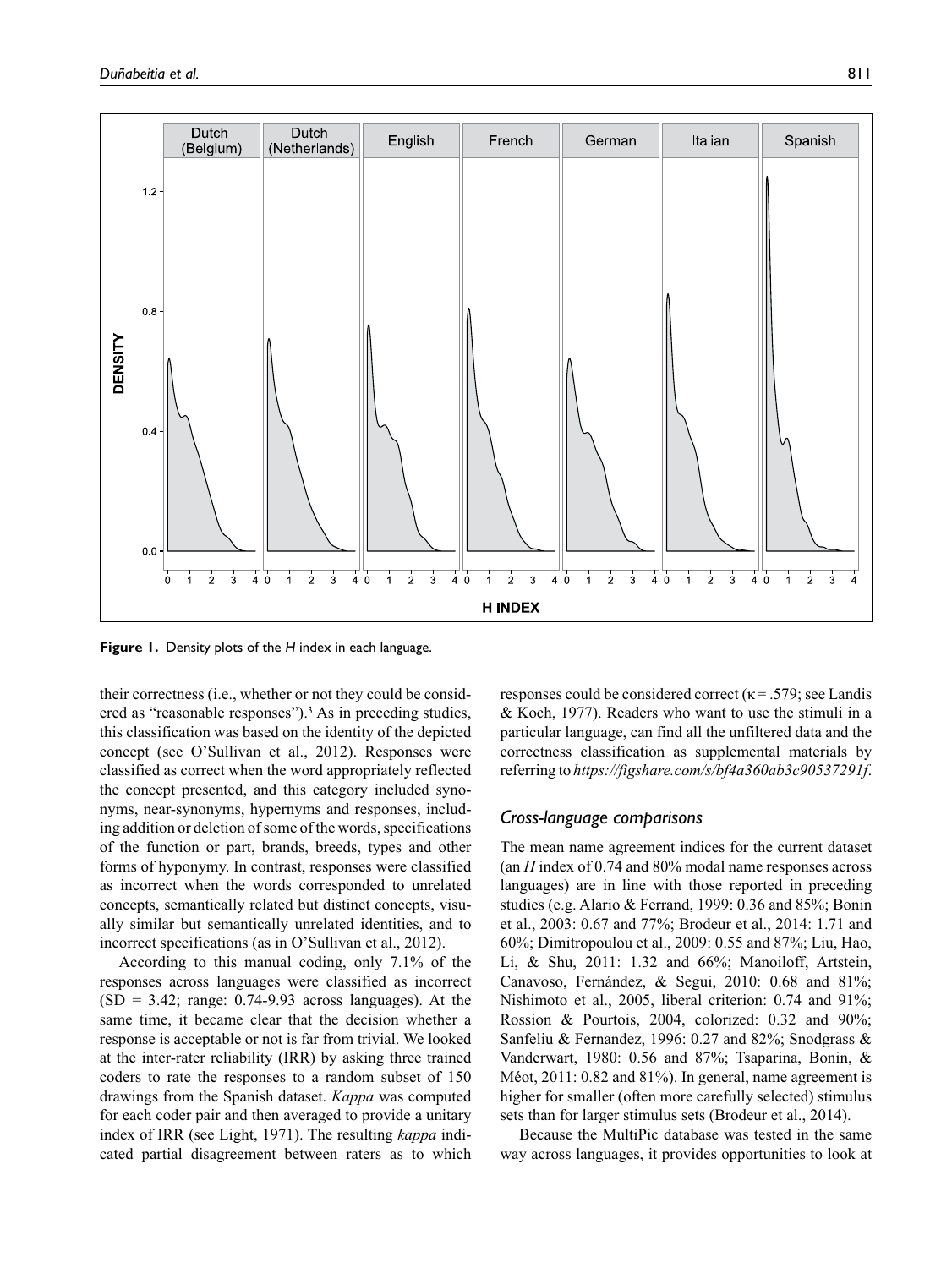**Figure 1.** Density plots of the *H* index in each language.

their correctness (i.e., whether or not they could be considered as "reasonable responses").[3] As in preceding studies, this classification was based on the identity of the depicted concept (see O'Sullivan et al., 2012). Responses were classified as correct when the word appropriately reflected the concept presented, and this category included synonyms, near-synonyms, hypernyms and responses, including addition or deletion of some of the words, specifications of the function or part, brands, breeds, types and other forms of hyponymy. In contrast, responses were classified as incorrect when the words corresponded to unrelated concepts, semantically related but distinct concepts, visually similar but semantically unrelated identities, and to incorrect specifications (as in O'Sullivan et al., 2012).

According to this manual coding, only 7.1% of the responses across languages were classified as incorrect (SD = 3.42; range: 0.74-9.93 across languages). At the same time, it became clear that the decision whether a response is acceptable or not is far from trivial. We looked at the inter-rater reliability (IRR) by asking three trained coders to rate the responses to a random subset of 150 drawings from the Spanish dataset. *Kappa* was computed for each coder pair and then averaged to provide a unitary index of IRR (see Light, 1971). The resulting *kappa* indicated partial disagreement between raters as to which responses could be considered correct ($\kappa = .579$; see Landis & Koch, 1977). Readers who want to use the stimuli in a particular language, can find all the unfiltered data and the correctness classification as supplemental materials by referring to *https://figshare.com/s/bf4a360ab3c90537291f*.

## Cross-language comparisons

The mean name agreement indices for the current dataset (an *H* index of 0.74 and 80% modal name responses across languages) are in line with those reported in preceding studies (e.g. Alario & Ferrand, 1999: 0.36 and 85%; Bonin et al., 2003: 0.67 and 77%; Brodeur et al., 2014: 1.71 and 60%; Dimitropoulou et al., 2009: 0.55 and 87%; Liu, Hao, Li, & Shu, 2011: 1.32 and 66%; Manoiloff, Artstein, Canavoso, Fernández, & Segui, 2010: 0.68 and 81%; Nishimoto et al., 2005, liberal criterion: 0.74 and 91%; Rossion & Pourtois, 2004, colorized: 0.32 and 90%; Sanfeliu & Fernandez, 1996: 0.27 and 82%; Snodgrass & Vanderwart, 1980: 0.56 and 87%; Tsaparina, Bonin, & Méot, 2011: 0.82 and 81%). In general, name agreement is higher for smaller (often more carefully selected) stimulus sets than for larger stimulus sets (Brodeur et al., 2014).

Because the MultiPic database was tested in the same way across languages, it provides opportunities to look at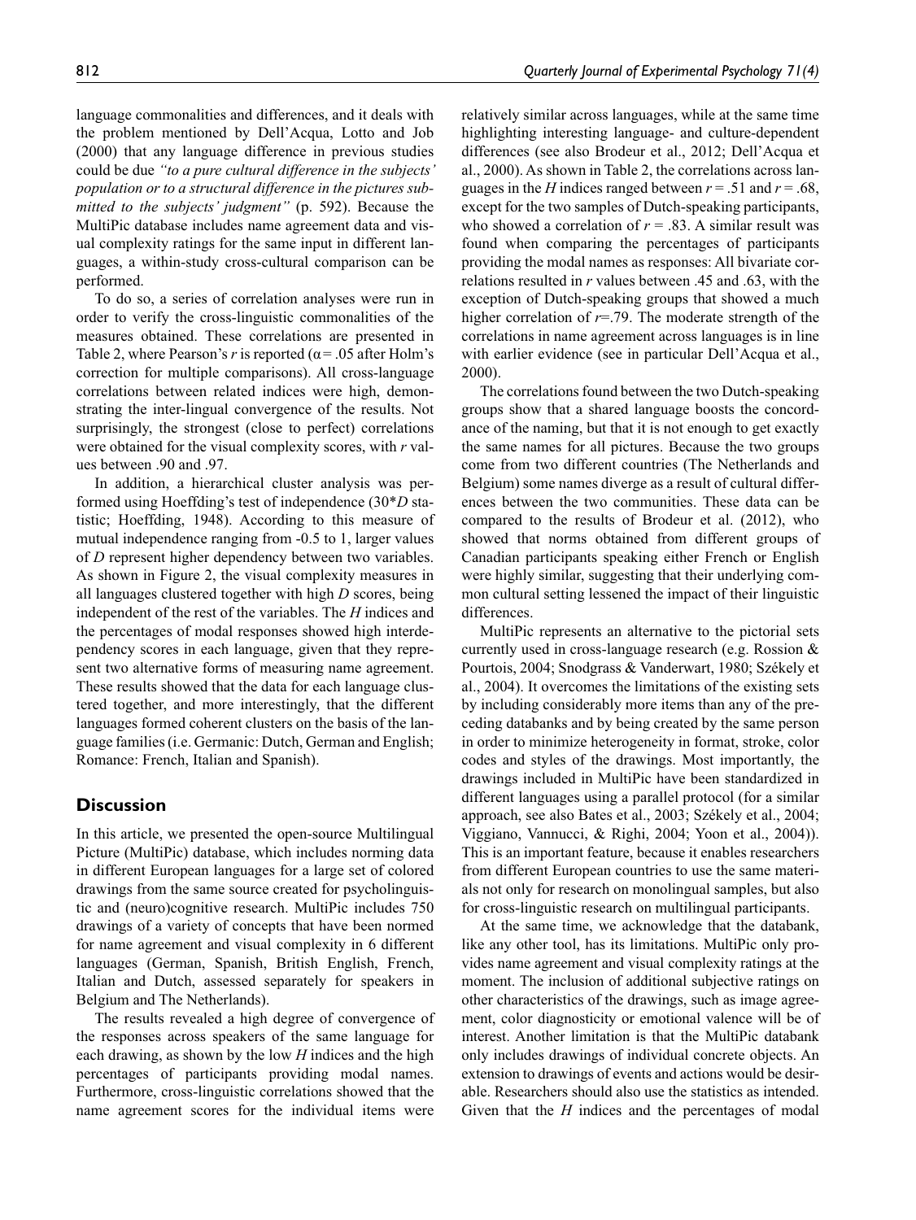language commonalities and differences, and it deals with the problem mentioned by Dell'Acqua, Lotto and Job (2000) that any language difference in previous studies could be due *"to a pure cultural difference in the subjects' population or to a structural difference in the pictures submitted to the subjects' judgment"* (p. 592). Because the MultiPic database includes name agreement data and visual complexity ratings for the same input in different languages, a within-study cross-cultural comparison can be performed.

To do so, a series of correlation analyses were run in order to verify the cross-linguistic commonalities of the measures obtained. These correlations are presented in Table 2, where Pearson's $r$ is reported ($\alpha = .05$ after Holm's correction for multiple comparisons). All cross-language correlations between related indices were high, demonstrating the inter-lingual convergence of the results. Not surprisingly, the strongest (close to perfect) correlations were obtained for the visual complexity scores, with $r$ values between .90 and .97.

In addition, a hierarchical cluster analysis was performed using Hoeffding's test of independence (30*$D$ statistic; Hoeffding, 1948). According to this measure of mutual independence ranging from -0.5 to 1, larger values of $D$ represent higher dependency between two variables. As shown in Figure 2, the visual complexity measures in all languages clustered together with high $D$ scores, being independent of the rest of the variables. The $H$ indices and the percentages of modal responses showed high interdependency scores in each language, given that they represent two alternative forms of measuring name agreement. These results showed that the data for each language clustered together, and more interestingly, that the different languages formed coherent clusters on the basis of the language families (i.e. Germanic: Dutch, German and English; Romance: French, Italian and Spanish).

## Discussion

In this article, we presented the open-source Multilingual Picture (MultiPic) database, which includes norming data in different European languages for a large set of colored drawings from the same source created for psycholinguistic and (neuro)cognitive research. MultiPic includes 750 drawings of a variety of concepts that have been normed for name agreement and visual complexity in 6 different languages (German, Spanish, British English, French, Italian and Dutch, assessed separately for speakers in Belgium and The Netherlands).

The results revealed a high degree of convergence of the responses across speakers of the same language for each drawing, as shown by the low $H$ indices and the high percentages of participants providing modal names. Furthermore, cross-linguistic correlations showed that the name agreement scores for the individual items were relatively similar across languages, while at the same time highlighting interesting language- and culture-dependent differences (see also Brodeur et al., 2012; Dell'Acqua et al., 2000). As shown in Table 2, the correlations across languages in the $H$ indices ranged between $r = .51$ and $r = .68$, except for the two samples of Dutch-speaking participants, who showed a correlation of $r = .83$. A similar result was found when comparing the percentages of participants providing the modal names as responses: All bivariate correlations resulted in $r$ values between .45 and .63, with the exception of Dutch-speaking groups that showed a much higher correlation of $r$=.79. The moderate strength of the correlations in name agreement across languages is in line with earlier evidence (see in particular Dell'Acqua et al., 2000).

The correlations found between the two Dutch-speaking groups show that a shared language boosts the concordance of the naming, but that it is not enough to get exactly the same names for all pictures. Because the two groups come from two different countries (The Netherlands and Belgium) some names diverge as a result of cultural differences between the two communities. These data can be compared to the results of Brodeur et al. (2012), who showed that norms obtained from different groups of Canadian participants speaking either French or English were highly similar, suggesting that their underlying common cultural setting lessened the impact of their linguistic differences.

MultiPic represents an alternative to the pictorial sets currently used in cross-language research (e.g. Rossion & Pourtois, 2004; Snodgrass & Vanderwart, 1980; Székely et al., 2004). It overcomes the limitations of the existing sets by including considerably more items than any of the preceding databanks and by being created by the same person in order to minimize heterogeneity in format, stroke, color codes and styles of the drawings. Most importantly, the drawings included in MultiPic have been standardized in different languages using a parallel protocol (for a similar approach, see also Bates et al., 2003; Székely et al., 2004; Viggiano, Vannucci, & Righi, 2004; Yoon et al., 2004)). This is an important feature, because it enables researchers from different European countries to use the same materials not only for research on monolingual samples, but also for cross-linguistic research on multilingual participants.

At the same time, we acknowledge that the databank, like any other tool, has its limitations. MultiPic only provides name agreement and visual complexity ratings at the moment. The inclusion of additional subjective ratings on other characteristics of the drawings, such as image agreement, color diagnosticity or emotional valence will be of interest. Another limitation is that the MultiPic databank only includes drawings of individual concrete objects. An extension to drawings of events and actions would be desirable. Researchers should also use the statistics as intended. Given that the $H$ indices and the percentages of modal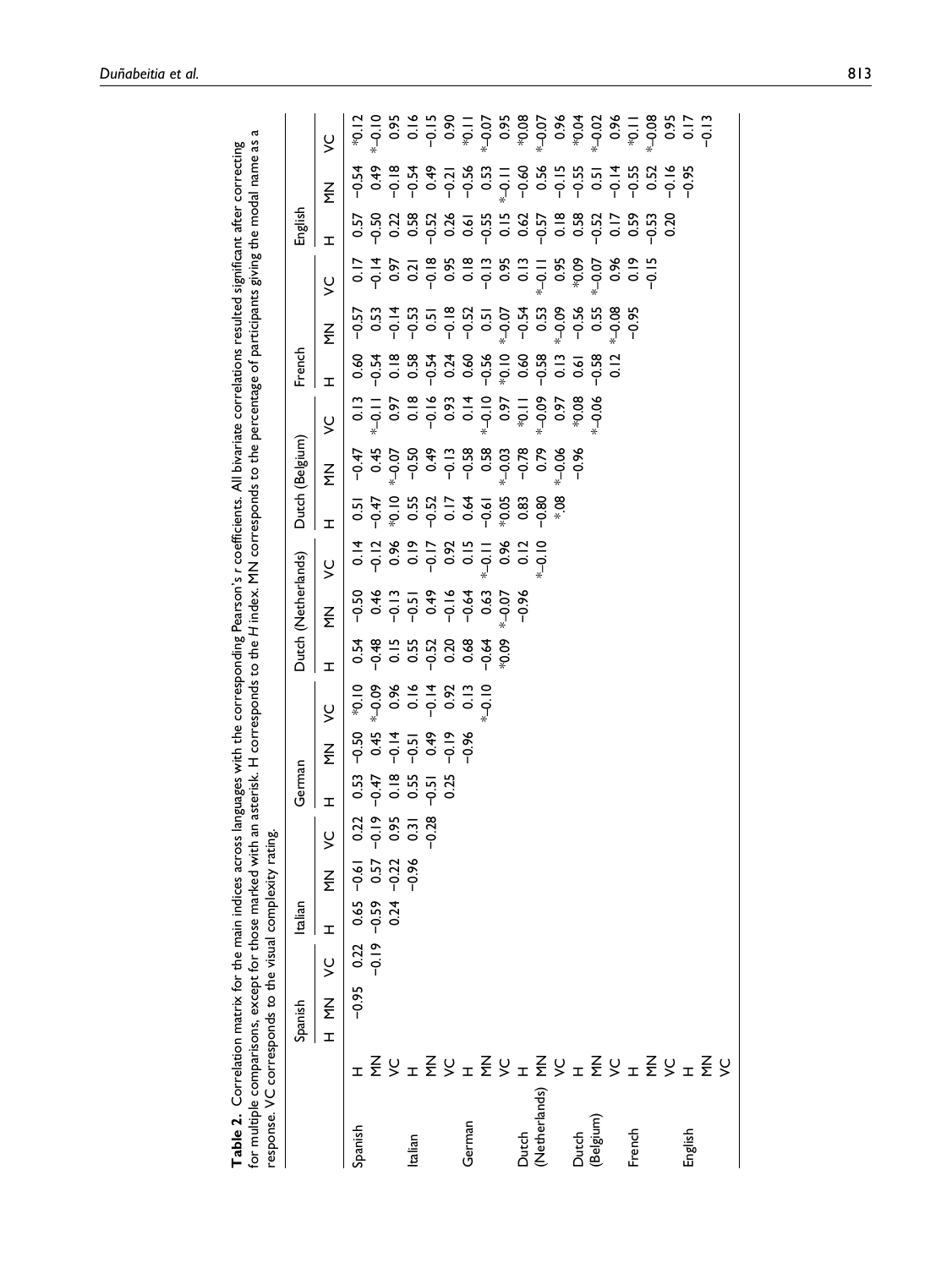**Table 2.** Correlation matrix for the main indices across languages with the corresponding Pearson's *r* coefficients. All bivariate correlations resulted significant after correcting for multiple comparisons, except for those marked with an asterisk. H corresponds to the *H* index. MN corresponds to the percentage of participants giving the modal name as a response. VC corresponds to the visual complexity rating.

| | | Spanish | | | Italian | | | German | | | Dutch (Netherlands) | | | Dutch (Belgium) | | | French | | | English | | |
|---|---|---|---|---|---|---|---|---|---|---|---|---|---|---|---|---|---|---|---|---|---|---|
| | | H | MN | VC | H | MN | VC | H | MN | VC | H | MN | VC | H | MN | VC | H | MN | VC | H | MN | VC |
| Spanish | H | | −0.95 | 0.22 | 0.65 | −0.61 | 0.22 | 0.53 | −0.50 | *0.10 | 0.54 | −0.50 | 0.14 | 0.51 | −0.47 | 0.13 | 0.60 | −0.57 | 0.17 | 0.57 | −0.54 | *0.12 |
| | MN | | | −0.19 | −0.59 | 0.57 | −0.19 | −0.47 | 0.45 | *−0.09 | −0.48 | 0.46 | −0.12 | −0.47 | 0.45 | *−0.11 | −0.54 | 0.53 | −0.14 | −0.50 | 0.49 | *−0.10 |
| | VC | | | | 0.24 | −0.22 | 0.95 | 0.18 | −0.14 | 0.96 | 0.15 | −0.13 | 0.96 | *0.10 | *−0.07 | 0.97 | 0.18 | −0.14 | 0.97 | 0.22 | −0.18 | 0.95 |
| Italian | H | | | | | −0.96 | 0.31 | 0.55 | −0.51 | 0.16 | 0.55 | −0.51 | 0.19 | 0.55 | −0.50 | 0.18 | 0.58 | −0.53 | 0.21 | 0.58 | −0.54 | 0.16 |
| | MN | | | | | | −0.28 | −0.51 | 0.49 | −0.14 | −0.52 | 0.49 | −0.17 | −0.52 | 0.49 | −0.16 | −0.54 | 0.51 | −0.18 | −0.52 | 0.49 | −0.15 |
| | VC | | | | | | | 0.25 | −0.19 | 0.92 | 0.20 | −0.16 | 0.92 | 0.17 | −0.13 | 0.93 | 0.24 | −0.18 | 0.95 | 0.26 | −0.21 | 0.90 |
| German | H | | | | | | | | −0.96 | 0.13 | 0.68 | −0.64 | 0.15 | 0.64 | −0.58 | 0.14 | 0.60 | −0.52 | 0.18 | 0.61 | −0.56 | *0.11 |
| | MN | | | | | | | | | *−0.10 | −0.64 | 0.63 | *−0.11 | −0.61 | 0.58 | *−0.10 | −0.56 | 0.51 | −0.13 | −0.55 | 0.53 | *−0.07 |
| | VC | | | | | | | | | | *0.09 | *−0.07 | 0.96 | *0.05 | *−0.03 | 0.97 | *0.10 | *−0.07 | 0.95 | 0.15 | *−0.11 | 0.95 |
| Dutch (Netherlands) | H | | | | | | | | | | | −0.96 | 0.12 | 0.83 | −0.78 | *0.11 | 0.60 | −0.54 | 0.13 | 0.62 | −0.60 | *0.08 |
| | MN | | | | | | | | | | | | *−0.10 | −0.80 | 0.79 | *−0.09 | −0.58 | 0.53 | *−0.11 | −0.57 | 0.56 | *−0.07 |
| | VC | | | | | | | | | | | | | *.08 | *−0.06 | 0.97 | 0.13 | *−0.09 | 0.95 | 0.18 | −0.15 | 0.96 |
| Dutch (Belgium) | H | | | | | | | | | | | | | | −0.96 | *0.08 | 0.61 | −0.56 | *0.09 | 0.58 | −0.55 | *0.04 |
| | MN | | | | | | | | | | | | | | | *−0.06 | −0.58 | 0.55 | *−0.07 | −0.52 | 0.51 | *−0.02 |
| | VC | | | | | | | | | | | | | | | | 0.12 | *−0.08 | 0.96 | 0.17 | −0.14 | 0.96 |
| French | H | | | | | | | | | | | | | | | | | −0.95 | 0.19 | 0.59 | −0.55 | *0.11 |
| | MN | | | | | | | | | | | | | | | | | | −0.15 | −0.53 | 0.52 | *−0.08 |
| | VC | | | | | | | | | | | | | | | | | | | 0.20 | −0.16 | 0.95 |
| English | H | | | | | | | | | | | | | | | | | | | | −0.95 | 0.17 |
| | MN | | | | | | | | | | | | | | | | | | | | | −0.13 |
| | VC | | | | | | | | | | | | | | | | | | | | | |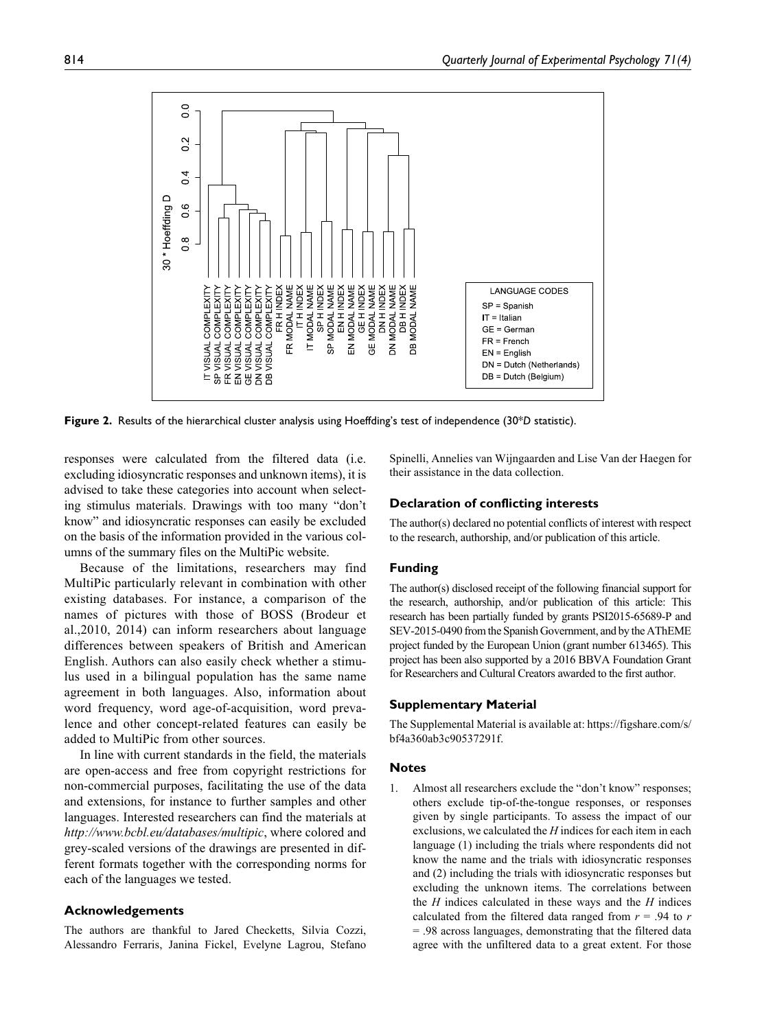**Figure 2.** Results of the hierarchical cluster analysis using Hoeffding's test of independence (30*$D$ statistic).

responses were calculated from the filtered data (i.e. excluding idiosyncratic responses and unknown items), it is advised to take these categories into account when selecting stimulus materials. Drawings with too many "don't know" and idiosyncratic responses can easily be excluded on the basis of the information provided in the various columns of the summary files on the MultiPic website.

Because of the limitations, researchers may find MultiPic particularly relevant in combination with other existing databases. For instance, a comparison of the names of pictures with those of BOSS (Brodeur et al.,2010, 2014) can inform researchers about language differences between speakers of British and American English. Authors can also easily check whether a stimulus used in a bilingual population has the same name agreement in both languages. Also, information about word frequency, word age-of-acquisition, word prevalence and other concept-related features can easily be added to MultiPic from other sources.

In line with current standards in the field, the materials are open-access and free from copyright restrictions for non-commercial purposes, facilitating the use of the data and extensions, for instance to further samples and other languages. Interested researchers can find the materials at *http://www.bcbl.eu/databases/multipic*, where colored and grey-scaled versions of the drawings are presented in different formats together with the corresponding norms for each of the languages we tested.

### Acknowledgements

The authors are thankful to Jared Checketts, Silvia Cozzi, Alessandro Ferraris, Janina Fickel, Evelyne Lagrou, Stefano Spinelli, Annelies van Wijngaarden and Lise Van der Haegen for their assistance in the data collection.

### Declaration of conflicting interests

The author(s) declared no potential conflicts of interest with respect to the research, authorship, and/or publication of this article.

### Funding

The author(s) disclosed receipt of the following financial support for the research, authorship, and/or publication of this article: This research has been partially funded by grants PSI2015-65689-P and SEV-2015-0490 from the Spanish Government, and by the AThEME project funded by the European Union (grant number 613465). This project has been also supported by a 2016 BBVA Foundation Grant for Researchers and Cultural Creators awarded to the first author.

### Supplementary Material

The Supplemental Material is available at: https://figshare.com/s/bf4a360ab3c90537291f.

### Notes

1. Almost all researchers exclude the "don't know" responses; others exclude tip-of-the-tongue responses, or responses given by single participants. To assess the impact of our exclusions, we calculated the $H$ indices for each item in each language (1) including the trials where respondents did not know the name and the trials with idiosyncratic responses and (2) including the trials with idiosyncratic responses but excluding the unknown items. The correlations between the $H$ indices calculated in these ways and the $H$ indices calculated from the filtered data ranged from $r$ = .94 to $r$ = .98 across languages, demonstrating that the filtered data agree with the unfiltered data to a great extent. For those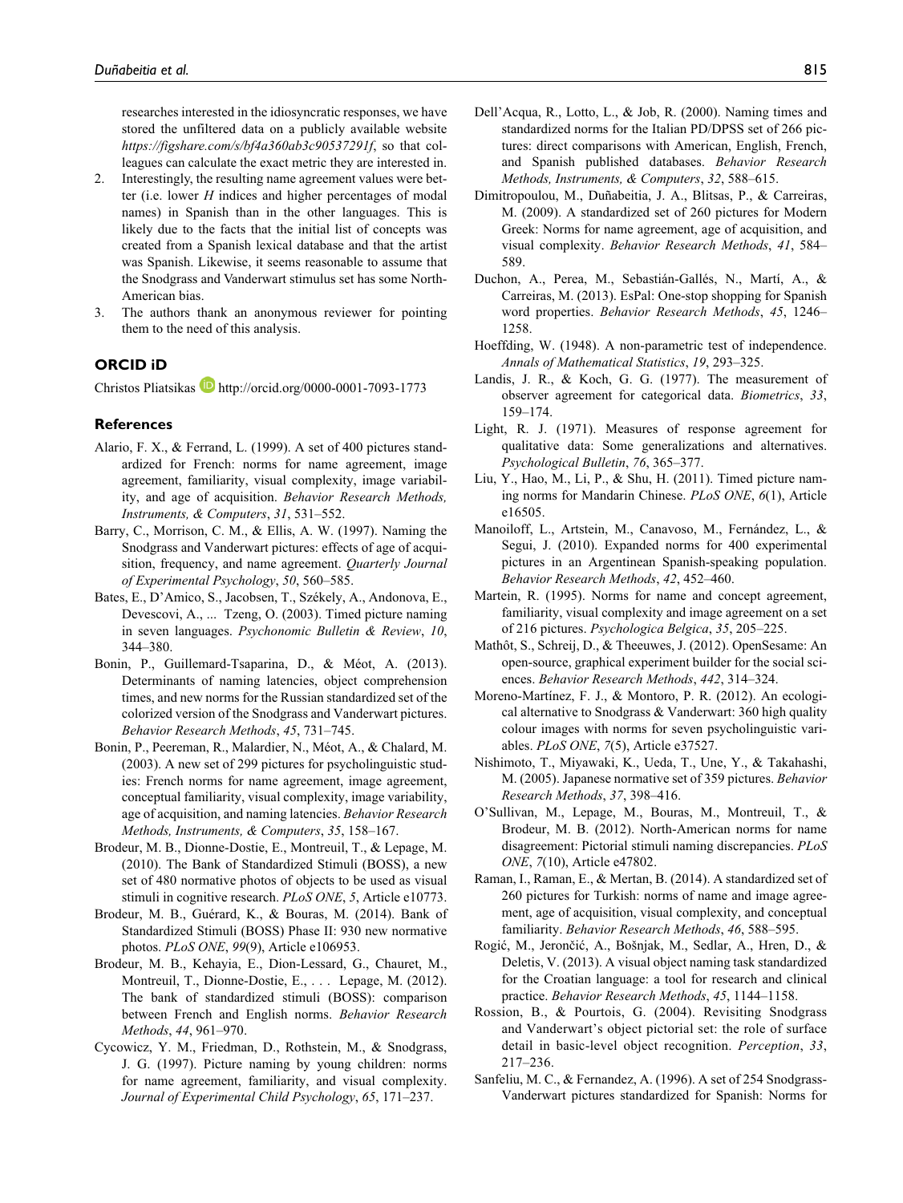researches interested in the idiosyncratic responses, we have stored the unfiltered data on a publicly available website *https://figshare.com/s/bf4a360ab3c90537291f*, so that colleagues can calculate the exact metric they are interested in.

2. Interestingly, the resulting name agreement values were better (i.e. lower *H* indices and higher percentages of modal names) in Spanish than in the other languages. This is likely due to the facts that the initial list of concepts was created from a Spanish lexical database and that the artist was Spanish. Likewise, it seems reasonable to assume that the Snodgrass and Vanderwart stimulus set has some North-American bias.
3. The authors thank an anonymous reviewer for pointing them to the need of this analysis.

## ORCID iD

Christos Pliatsikas http://orcid.org/0000-0001-7093-1773

## References

Alario, F. X., & Ferrand, L. (1999). A set of 400 pictures standardized for French: norms for name agreement, image agreement, familiarity, visual complexity, image variability, and age of acquisition. *Behavior Research Methods, Instruments, & Computers*, *31*, 531–552.

Barry, C., Morrison, C. M., & Ellis, A. W. (1997). Naming the Snodgrass and Vanderwart pictures: effects of age of acquisition, frequency, and name agreement. *Quarterly Journal of Experimental Psychology*, *50*, 560–585.

Bates, E., D'Amico, S., Jacobsen, T., Székely, A., Andonova, E., Devescovi, A., ... Tzeng, O. (2003). Timed picture naming in seven languages. *Psychonomic Bulletin & Review*, *10*, 344–380.

Bonin, P., Guillemard-Tsaparina, D., & Méot, A. (2013). Determinants of naming latencies, object comprehension times, and new norms for the Russian standardized set of the colorized version of the Snodgrass and Vanderwart pictures. *Behavior Research Methods*, *45*, 731–745.

Bonin, P., Peereman, R., Malardier, N., Méot, A., & Chalard, M. (2003). A new set of 299 pictures for psycholinguistic studies: French norms for name agreement, image agreement, conceptual familiarity, visual complexity, image variability, age of acquisition, and naming latencies. *Behavior Research Methods, Instruments, & Computers*, *35*, 158–167.

Brodeur, M. B., Dionne-Dostie, E., Montreuil, T., & Lepage, M. (2010). The Bank of Standardized Stimuli (BOSS), a new set of 480 normative photos of objects to be used as visual stimuli in cognitive research. *PLoS ONE*, *5*, Article e10773.

Brodeur, M. B., Guérard, K., & Bouras, M. (2014). Bank of Standardized Stimuli (BOSS) Phase II: 930 new normative photos. *PLoS ONE*, *99*(9), Article e106953.

Brodeur, M. B., Kehayia, E., Dion-Lessard, G., Chauret, M., Montreuil, T., Dionne-Dostie, E., . . . Lepage, M. (2012). The bank of standardized stimuli (BOSS): comparison between French and English norms. *Behavior Research Methods*, *44*, 961–970.

Cycowicz, Y. M., Friedman, D., Rothstein, M., & Snodgrass, J. G. (1997). Picture naming by young children: norms for name agreement, familiarity, and visual complexity. *Journal of Experimental Child Psychology*, *65*, 171–237.

Dell'Acqua, R., Lotto, L., & Job, R. (2000). Naming times and standardized norms for the Italian PD/DPSS set of 266 pictures: direct comparisons with American, English, French, and Spanish published databases. *Behavior Research Methods, Instruments, & Computers*, *32*, 588–615.

Dimitropoulou, M., Duñabeitia, J. A., Blitsas, P., & Carreiras, M. (2009). A standardized set of 260 pictures for Modern Greek: Norms for name agreement, age of acquisition, and visual complexity. *Behavior Research Methods*, *41*, 584–589.

Duchon, A., Perea, M., Sebastián-Gallés, N., Martí, A., & Carreiras, M. (2013). EsPal: One-stop shopping for Spanish word properties. *Behavior Research Methods*, *45*, 1246–1258.

Hoeffding, W. (1948). A non-parametric test of independence. *Annals of Mathematical Statistics*, *19*, 293–325.

Landis, J. R., & Koch, G. G. (1977). The measurement of observer agreement for categorical data. *Biometrics*, *33*, 159–174.

Light, R. J. (1971). Measures of response agreement for qualitative data: Some generalizations and alternatives. *Psychological Bulletin*, *76*, 365–377.

Liu, Y., Hao, M., Li, P., & Shu, H. (2011). Timed picture naming norms for Mandarin Chinese. *PLoS ONE*, *6*(1), Article e16505.

Manoiloff, L., Artstein, M., Canavoso, M., Fernández, L., & Segui, J. (2010). Expanded norms for 400 experimental pictures in an Argentinean Spanish-speaking population. *Behavior Research Methods*, *42*, 452–460.

Martein, R. (1995). Norms for name and concept agreement, familiarity, visual complexity and image agreement on a set of 216 pictures. *Psychologica Belgica*, *35*, 205–225.

Mathôt, S., Schreij, D., & Theeuwes, J. (2012). OpenSesame: An open-source, graphical experiment builder for the social sciences. *Behavior Research Methods*, *442*, 314–324.

Moreno-Martínez, F. J., & Montoro, P. R. (2012). An ecological alternative to Snodgrass & Vanderwart: 360 high quality colour images with norms for seven psycholinguistic variables. *PLoS ONE*, *7*(5), Article e37527.

Nishimoto, T., Miyawaki, K., Ueda, T., Une, Y., & Takahashi, M. (2005). Japanese normative set of 359 pictures. *Behavior Research Methods*, *37*, 398–416.

O'Sullivan, M., Lepage, M., Bouras, M., Montreuil, T., & Brodeur, M. B. (2012). North-American norms for name disagreement: Pictorial stimuli naming discrepancies. *PLoS ONE*, *7*(10), Article e47802.

Raman, I., Raman, E., & Mertan, B. (2014). A standardized set of 260 pictures for Turkish: norms of name and image agreement, age of acquisition, visual complexity, and conceptual familiarity. *Behavior Research Methods*, *46*, 588–595.

Rogić, M., Jerončić, A., Bošnjak, M., Sedlar, A., Hren, D., & Deletis, V. (2013). A visual object naming task standardized for the Croatian language: a tool for research and clinical practice. *Behavior Research Methods*, *45*, 1144–1158.

Rossion, B., & Pourtois, G. (2004). Revisiting Snodgrass and Vanderwart's object pictorial set: the role of surface detail in basic-level object recognition. *Perception*, *33*, 217–236.

Sanfeliu, M. C., & Fernandez, A. (1996). A set of 254 Snodgrass-Vanderwart pictures standardized for Spanish: Norms for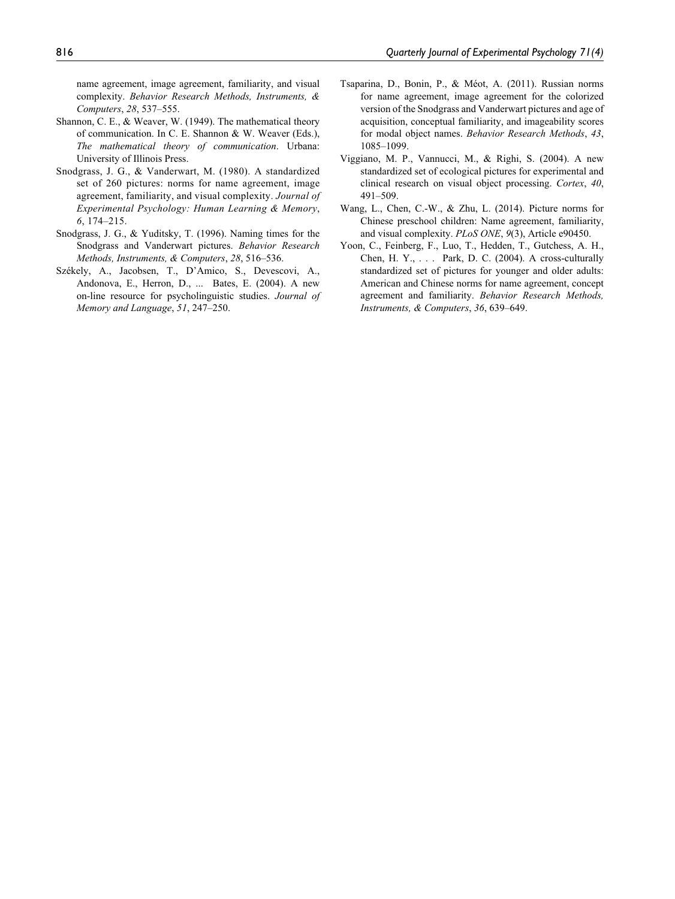name agreement, image agreement, familiarity, and visual complexity. *Behavior Research Methods, Instruments, & Computers*, *28*, 537–555.

Shannon, C. E., & Weaver, W. (1949). The mathematical theory of communication. In C. E. Shannon & W. Weaver (Eds.), *The mathematical theory of communication*. Urbana: University of Illinois Press.

Snodgrass, J. G., & Vanderwart, M. (1980). A standardized set of 260 pictures: norms for name agreement, image agreement, familiarity, and visual complexity. *Journal of Experimental Psychology: Human Learning & Memory*, *6*, 174–215.

Snodgrass, J. G., & Yuditsky, T. (1996). Naming times for the Snodgrass and Vanderwart pictures. *Behavior Research Methods, Instruments, & Computers*, *28*, 516–536.

Székely, A., Jacobsen, T., D'Amico, S., Devescovi, A., Andonova, E., Herron, D., ... Bates, E. (2004). A new on-line resource for psycholinguistic studies. *Journal of Memory and Language*, *51*, 247–250.

Tsaparina, D., Bonin, P., & Méot, A. (2011). Russian norms for name agreement, image agreement for the colorized version of the Snodgrass and Vanderwart pictures and age of acquisition, conceptual familiarity, and imageability scores for modal object names. *Behavior Research Methods*, *43*, 1085–1099.

Viggiano, M. P., Vannucci, M., & Righi, S. (2004). A new standardized set of ecological pictures for experimental and clinical research on visual object processing. *Cortex*, *40*, 491–509.

Wang, L., Chen, C.-W., & Zhu, L. (2014). Picture norms for Chinese preschool children: Name agreement, familiarity, and visual complexity. *PLoS ONE*, *9*(3), Article e90450.

Yoon, C., Feinberg, F., Luo, T., Hedden, T., Gutchess, A. H., Chen, H. Y., . . . Park, D. C. (2004). A cross-culturally standardized set of pictures for younger and older adults: American and Chinese norms for name agreement, concept agreement and familiarity. *Behavior Research Methods, Instruments, & Computers*, *36*, 639–649.